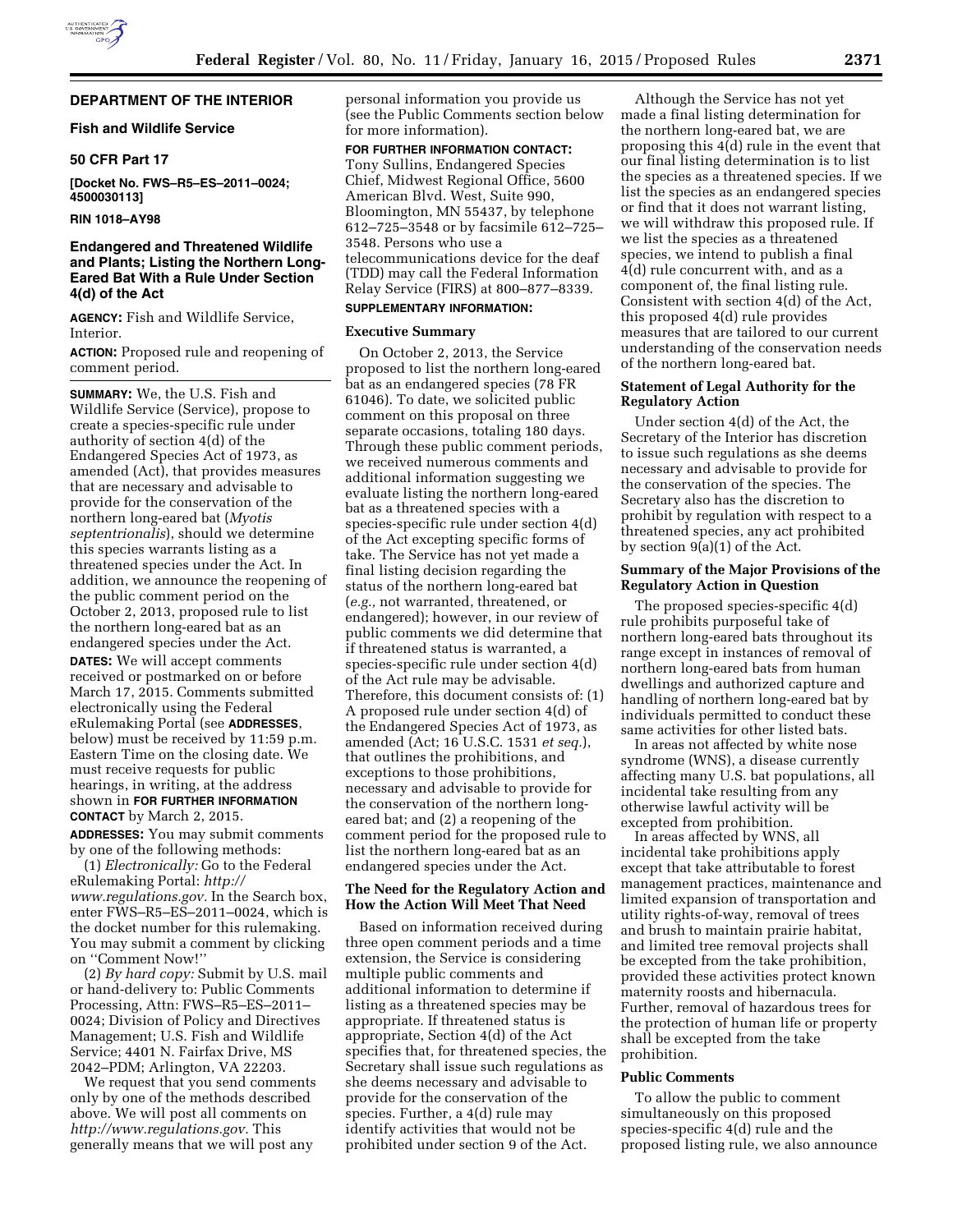## DEPARTMENT OF THE INTERIOR

### Fish and Wildlife Service

### 50 CFR Part 17

**[Docket No. FWS–R5–ES–2011–0024; 4500030113]**

**RIN 1018–AY98**

## Endangered and Threatened Wildlife and Plants; Listing the Northern Long-Eared Bat With a Rule Under Section 4(d) of the Act

**AGENCY:** Fish and Wildlife Service, Interior.

**ACTION:** Proposed rule and reopening of comment period.

**SUMMARY:** We, the U.S. Fish and Wildlife Service (Service), propose to create a species-specific rule under authority of section 4(d) of the Endangered Species Act of 1973, as amended (Act), that provides measures that are necessary and advisable to provide for the conservation of the northern long-eared bat (*Myotis septentrionalis*), should we determine this species warrants listing as a threatened species under the Act. In addition, we announce the reopening of the public comment period on the October 2, 2013, proposed rule to list the northern long-eared bat as an endangered species under the Act.

**DATES:** We will accept comments received or postmarked on or before March 17, 2015. Comments submitted electronically using the Federal eRulemaking Portal (see **ADDRESSES**, below) must be received by 11:59 p.m. Eastern Time on the closing date. We must receive requests for public hearings, in writing, at the address shown in **FOR FURTHER INFORMATION CONTACT** by March 2, 2015.

**ADDRESSES:** You may submit comments by one of the following methods:

(1) *Electronically:* Go to the Federal eRulemaking Portal: *http://www.regulations.gov.* In the Search box, enter FWS–R5–ES–2011–0024, which is the docket number for this rulemaking. You may submit a comment by clicking on "Comment Now!"

(2) *By hard copy:* Submit by U.S. mail or hand-delivery to: Public Comments Processing, Attn: FWS–R5–ES–2011–0024; Division of Policy and Directives Management; U.S. Fish and Wildlife Service; 4401 N. Fairfax Drive, MS 2042–PDM; Arlington, VA 22203.

We request that you send comments only by one of the methods described above. We will post all comments on *http://www.regulations.gov.* This generally means that we will post any personal information you provide us (see the Public Comments section below for more information).

**FOR FURTHER INFORMATION CONTACT:** Tony Sullins, Endangered Species Chief, Midwest Regional Office, 5600 American Blvd. West, Suite 990, Bloomington, MN 55437, by telephone 612–725–3548 or by facsimile 612–725–3548. Persons who use a telecommunications device for the deaf (TDD) may call the Federal Information Relay Service (FIRS) at 800–877–8339.

**SUPPLEMENTARY INFORMATION:**

### Executive Summary

On October 2, 2013, the Service proposed to list the northern long-eared bat as an endangered species (78 FR 61046). To date, we solicited public comment on this proposal on three separate occasions, totaling 180 days. Through these public comment periods, we received numerous comments and additional information suggesting we evaluate listing the northern long-eared bat as a threatened species with a species-specific rule under section 4(d) of the Act excepting specific forms of take. The Service has not yet made a final listing decision regarding the status of the northern long-eared bat (*e.g.,* not warranted, threatened, or endangered); however, in our review of public comments we did determine that if threatened status is warranted, a species-specific rule under section 4(d) of the Act rule may be advisable. Therefore, this document consists of: (1) A proposed rule under section 4(d) of the Endangered Species Act of 1973, as amended (Act; 16 U.S.C. 1531 *et seq.*), that outlines the prohibitions, and exceptions to those prohibitions, necessary and advisable to provide for the conservation of the northern long-eared bat; and (2) a reopening of the comment period for the proposed rule to list the northern long-eared bat as an endangered species under the Act.

### The Need for the Regulatory Action and How the Action Will Meet That Need

Based on information received during three open comment periods and a time extension, the Service is considering multiple public comments and additional information to determine if listing as a threatened species may be appropriate. If threatened status is appropriate, Section 4(d) of the Act specifies that, for threatened species, the Secretary shall issue such regulations as she deems necessary and advisable to provide for the conservation of the species. Further, a 4(d) rule may identify activities that would not be prohibited under section 9 of the Act.

Although the Service has not yet made a final listing determination for the northern long-eared bat, we are proposing this 4(d) rule in the event that our final listing determination is to list the species as a threatened species. If we list the species as an endangered species or find that it does not warrant listing, we will withdraw this proposed rule. If we list the species as a threatened species, we intend to publish a final 4(d) rule concurrent with, and as a component of, the final listing rule. Consistent with section 4(d) of the Act, this proposed 4(d) rule provides measures that are tailored to our current understanding of the conservation needs of the northern long-eared bat.

### Statement of Legal Authority for the Regulatory Action

Under section 4(d) of the Act, the Secretary of the Interior has discretion to issue such regulations as she deems necessary and advisable to provide for the conservation of the species. The Secretary also has the discretion to prohibit by regulation with respect to a threatened species, any act prohibited by section 9(a)(1) of the Act.

### Summary of the Major Provisions of the Regulatory Action in Question

The proposed species-specific 4(d) rule prohibits purposeful take of northern long-eared bats throughout its range except in instances of removal of northern long-eared bats from human dwellings and authorized capture and handling of northern long-eared bat by individuals permitted to conduct these same activities for other listed bats.

In areas not affected by white nose syndrome (WNS), a disease currently affecting many U.S. bat populations, all incidental take resulting from any otherwise lawful activity will be excepted from prohibition.

In areas affected by WNS, all incidental take prohibitions apply except that take attributable to forest management practices, maintenance and limited expansion of transportation and utility rights-of-way, removal of trees and brush to maintain prairie habitat, and limited tree removal projects shall be excepted from the take prohibition, provided these activities protect known maternity roosts and hibernacula. Further, removal of hazardous trees for the protection of human life or property shall be excepted from the take prohibition.

### Public Comments

To allow the public to comment simultaneously on this proposed species-specific 4(d) rule and the proposed listing rule, we also announce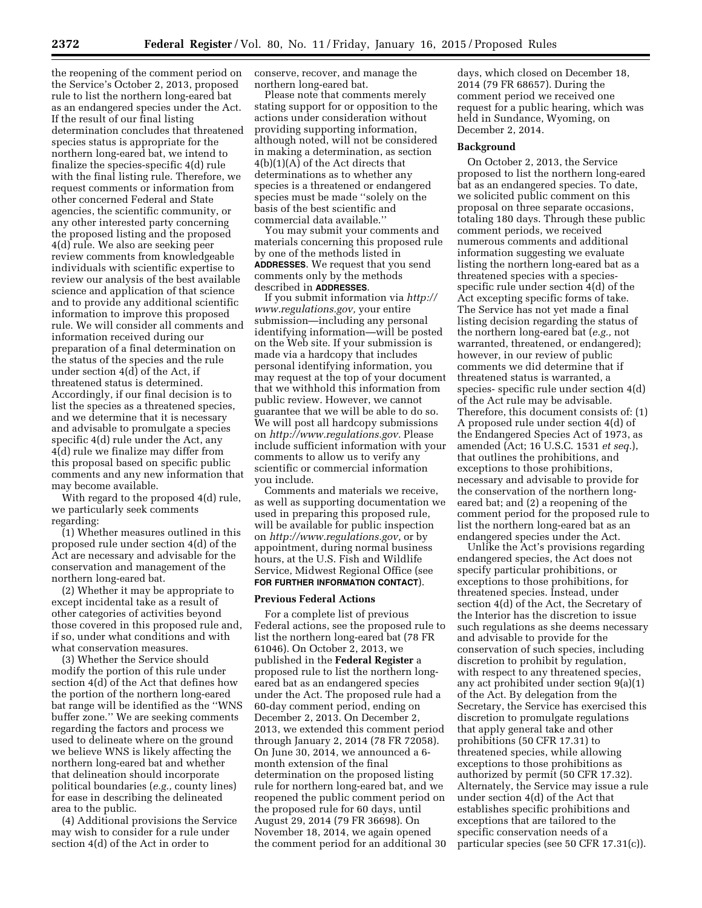the reopening of the comment period on the Service's October 2, 2013, proposed rule to list the northern long-eared bat as an endangered species under the Act. If the result of our final listing determination concludes that threatened species status is appropriate for the northern long-eared bat, we intend to finalize the species-specific 4(d) rule with the final listing rule. Therefore, we request comments or information from other concerned Federal and State agencies, the scientific community, or any other interested party concerning the proposed listing and the proposed 4(d) rule. We also are seeking peer review comments from knowledgeable individuals with scientific expertise to review our analysis of the best available science and application of that science and to provide any additional scientific information to improve this proposed rule. We will consider all comments and information received during our preparation of a final determination on the status of the species and the rule under section 4(d) of the Act, if threatened status is determined. Accordingly, if our final decision is to list the species as a threatened species, and we determine that it is necessary and advisable to promulgate a species specific 4(d) rule under the Act, any 4(d) rule we finalize may differ from this proposal based on specific public comments and any new information that may become available.

With regard to the proposed 4(d) rule, we particularly seek comments regarding:

(1) Whether measures outlined in this proposed rule under section 4(d) of the Act are necessary and advisable for the conservation and management of the northern long-eared bat.

(2) Whether it may be appropriate to except incidental take as a result of other categories of activities beyond those covered in this proposed rule and, if so, under what conditions and with what conservation measures.

(3) Whether the Service should modify the portion of this rule under section 4(d) of the Act that defines how the portion of the northern long-eared bat range will be identified as the "WNS buffer zone." We are seeking comments regarding the factors and process we used to delineate where on the ground we believe WNS is likely affecting the northern long-eared bat and whether that delineation should incorporate political boundaries (*e.g.,* county lines) for ease in describing the delineated area to the public.

(4) Additional provisions the Service may wish to consider for a rule under section 4(d) of the Act in order to conserve, recover, and manage the northern long-eared bat.

Please note that comments merely stating support for or opposition to the actions under consideration without providing supporting information, although noted, will not be considered in making a determination, as section 4(b)(1)(A) of the Act directs that determinations as to whether any species is a threatened or endangered species must be made "solely on the basis of the best scientific and commercial data available."

You may submit your comments and materials concerning this proposed rule by one of the methods listed in **ADDRESSES**. We request that you send comments only by the methods described in **ADDRESSES**.

If you submit information via *http://www.regulations.gov,* your entire submission—including any personal identifying information—will be posted on the Web site. If your submission is made via a hardcopy that includes personal identifying information, you may request at the top of your document that we withhold this information from public review. However, we cannot guarantee that we will be able to do so. We will post all hardcopy submissions on *http://www.regulations.gov.* Please include sufficient information with your comments to allow us to verify any scientific or commercial information you include.

Comments and materials we receive, as well as supporting documentation we used in preparing this proposed rule, will be available for public inspection on *http://www.regulations.gov,* or by appointment, during normal business hours, at the U.S. Fish and Wildlife Service, Midwest Regional Office (see **FOR FURTHER INFORMATION CONTACT**).

## Previous Federal Actions

For a complete list of previous Federal actions, see the proposed rule to list the northern long-eared bat (78 FR 61046). On October 2, 2013, we published in the **Federal Register** a proposed rule to list the northern long-eared bat as an endangered species under the Act. The proposed rule had a 60-day comment period, ending on December 2, 2013. On December 2, 2013, we extended this comment period through January 2, 2014 (78 FR 72058). On June 30, 2014, we announced a 6-month extension of the final determination on the proposed listing rule for northern long-eared bat, and we reopened the public comment period on the proposed rule for 60 days, until August 29, 2014 (79 FR 36698). On November 18, 2014, we again opened the comment period for an additional 30 days, which closed on December 18, 2014 (79 FR 68657). During the comment period we received one request for a public hearing, which was held in Sundance, Wyoming, on December 2, 2014.

## Background

On October 2, 2013, the Service proposed to list the northern long-eared bat as an endangered species. To date, we solicited public comment on this proposal on three separate occasions, totaling 180 days. Through these public comment periods, we received numerous comments and additional information suggesting we evaluate listing the northern long-eared bat as a threatened species with a species-specific rule under section 4(d) of the Act excepting specific forms of take. The Service has not yet made a final listing decision regarding the status of the northern long-eared bat (*e.g.,* not warranted, threatened, or endangered); however, in our review of public comments we did determine that if threatened status is warranted, a species- specific rule under section 4(d) of the Act rule may be advisable. Therefore, this document consists of: (1) A proposed rule under section 4(d) of the Endangered Species Act of 1973, as amended (Act; 16 U.S.C. 1531 *et seq.*), that outlines the prohibitions, and exceptions to those prohibitions, necessary and advisable to provide for the conservation of the northern long-eared bat; and (2) a reopening of the comment period for the proposed rule to list the northern long-eared bat as an endangered species under the Act.

Unlike the Act's provisions regarding endangered species, the Act does not specify particular prohibitions, or exceptions to those prohibitions, for threatened species. Instead, under section 4(d) of the Act, the Secretary of the Interior has the discretion to issue such regulations as she deems necessary and advisable to provide for the conservation of such species, including discretion to prohibit by regulation, with respect to any threatened species, any act prohibited under section 9(a)(1) of the Act. By delegation from the Secretary, the Service has exercised this discretion to promulgate regulations that apply general take and other prohibitions (50 CFR 17.31) to threatened species, while allowing exceptions to those prohibitions as authorized by permit (50 CFR 17.32). Alternately, the Service may issue a rule under section 4(d) of the Act that establishes specific prohibitions and exceptions that are tailored to the specific conservation needs of a particular species (see 50 CFR 17.31(c)).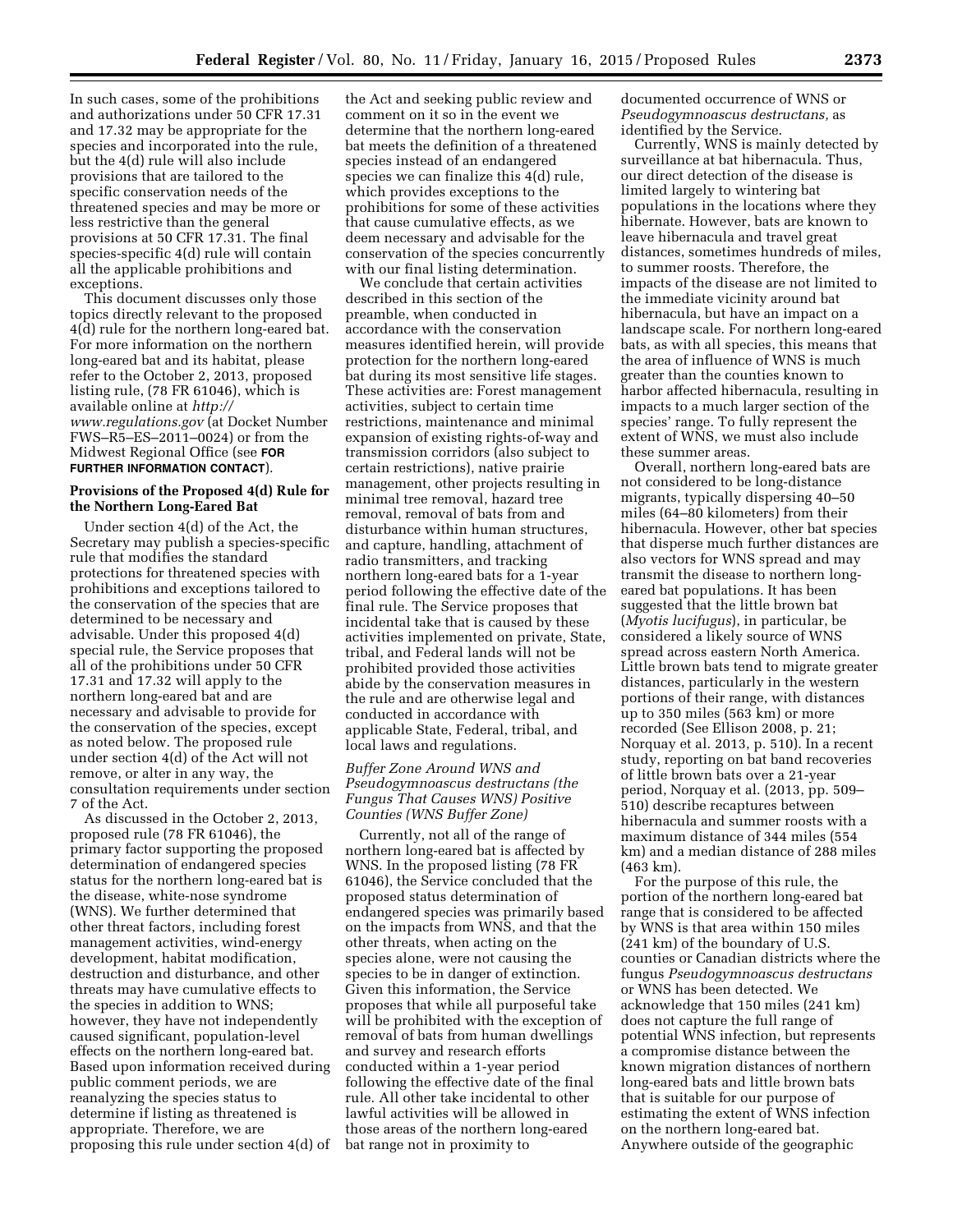In such cases, some of the prohibitions and authorizations under 50 CFR 17.31 and 17.32 may be appropriate for the species and incorporated into the rule, but the 4(d) rule will also include provisions that are tailored to the specific conservation needs of the threatened species and may be more or less restrictive than the general provisions at 50 CFR 17.31. The final species-specific 4(d) rule will contain all the applicable prohibitions and exceptions.

This document discusses only those topics directly relevant to the proposed 4(d) rule for the northern long-eared bat. For more information on the northern long-eared bat and its habitat, please refer to the October 2, 2013, proposed listing rule, (78 FR 61046), which is available online at *http://www.regulations.gov* (at Docket Number FWS–R5–ES–2011–0024) or from the Midwest Regional Office (see **FOR FURTHER INFORMATION CONTACT**).

## Provisions of the Proposed 4(d) Rule for the Northern Long-Eared Bat

Under section 4(d) of the Act, the Secretary may publish a species-specific rule that modifies the standard protections for threatened species with prohibitions and exceptions tailored to the conservation of the species that are determined to be necessary and advisable. Under this proposed 4(d) special rule, the Service proposes that all of the prohibitions under 50 CFR 17.31 and 17.32 will apply to the northern long-eared bat and are necessary and advisable to provide for the conservation of the species, except as noted below. The proposed rule under section 4(d) of the Act will not remove, or alter in any way, the consultation requirements under section 7 of the Act.

As discussed in the October 2, 2013, proposed rule (78 FR 61046), the primary factor supporting the proposed determination of endangered species status for the northern long-eared bat is the disease, white-nose syndrome (WNS). We further determined that other threat factors, including forest management activities, wind-energy development, habitat modification, destruction and disturbance, and other threats may have cumulative effects to the species in addition to WNS; however, they have not independently caused significant, population-level effects on the northern long-eared bat. Based upon information received during public comment periods, we are reanalyzing the species status to determine if listing as threatened is appropriate. Therefore, we are proposing this rule under section 4(d) of the Act and seeking public review and comment on it so in the event we determine that the northern long-eared bat meets the definition of a threatened species instead of an endangered species we can finalize this 4(d) rule, which provides exceptions to the prohibitions for some of these activities that cause cumulative effects, as we deem necessary and advisable for the conservation of the species concurrently with our final listing determination.

We conclude that certain activities described in this section of the preamble, when conducted in accordance with the conservation measures identified herein, will provide protection for the northern long-eared bat during its most sensitive life stages. These activities are: Forest management activities, subject to certain time restrictions, maintenance and minimal expansion of existing rights-of-way and transmission corridors (also subject to certain restrictions), native prairie management, other projects resulting in minimal tree removal, hazard tree removal, removal of bats from and disturbance within human structures, and capture, handling, attachment of radio transmitters, and tracking northern long-eared bats for a 1-year period following the effective date of the final rule. The Service proposes that incidental take that is caused by these activities implemented on private, State, tribal, and Federal lands will not be prohibited provided those activities abide by the conservation measures in the rule and are otherwise legal and conducted in accordance with applicable State, Federal, tribal, and local laws and regulations.

### *Buffer Zone Around WNS and Pseudogymnoascus destructans (the Fungus That Causes WNS) Positive Counties (WNS Buffer Zone)*

Currently, not all of the range of northern long-eared bat is affected by WNS. In the proposed listing (78 FR 61046), the Service concluded that the proposed status determination of endangered species was primarily based on the impacts from WNS, and that the other threats, when acting on the species alone, were not causing the species to be in danger of extinction. Given this information, the Service proposes that while all purposeful take will be prohibited with the exception of removal of bats from human dwellings and survey and research efforts conducted within a 1-year period following the effective date of the final rule. All other take incidental to other lawful activities will be allowed in those areas of the northern long-eared bat range not in proximity to documented occurrence of WNS or *Pseudogymnoascus destructans,* as identified by the Service.

Currently, WNS is mainly detected by surveillance at bat hibernacula. Thus, our direct detection of the disease is limited largely to wintering bat populations in the locations where they hibernate. However, bats are known to leave hibernacula and travel great distances, sometimes hundreds of miles, to summer roosts. Therefore, the impacts of the disease are not limited to the immediate vicinity around bat hibernacula, but have an impact on a landscape scale. For northern long-eared bats, as with all species, this means that the area of influence of WNS is much greater than the counties known to harbor affected hibernacula, resulting in impacts to a much larger section of the species' range. To fully represent the extent of WNS, we must also include these summer areas.

Overall, northern long-eared bats are not considered to be long-distance migrants, typically dispersing 40–50 miles (64–80 kilometers) from their hibernacula. However, other bat species that disperse much further distances are also vectors for WNS spread and may transmit the disease to northern long-eared bat populations. It has been suggested that the little brown bat (*Myotis lucifugus*), in particular, be considered a likely source of WNS spread across eastern North America. Little brown bats tend to migrate greater distances, particularly in the western portions of their range, with distances up to 350 miles (563 km) or more recorded (See Ellison 2008, p. 21; Norquay et al. 2013, p. 510). In a recent study, reporting on bat band recoveries of little brown bats over a 21-year period, Norquay et al. (2013, pp. 509–510) describe recaptures between hibernacula and summer roosts with a maximum distance of 344 miles (554 km) and a median distance of 288 miles (463 km).

For the purpose of this rule, the portion of the northern long-eared bat range that is considered to be affected by WNS is that area within 150 miles (241 km) of the boundary of U.S. counties or Canadian districts where the fungus *Pseudogymnoascus destructans* or WNS has been detected. We acknowledge that 150 miles (241 km) does not capture the full range of potential WNS infection, but represents a compromise distance between the known migration distances of northern long-eared bats and little brown bats that is suitable for our purpose of estimating the extent of WNS infection on the northern long-eared bat. Anywhere outside of the geographic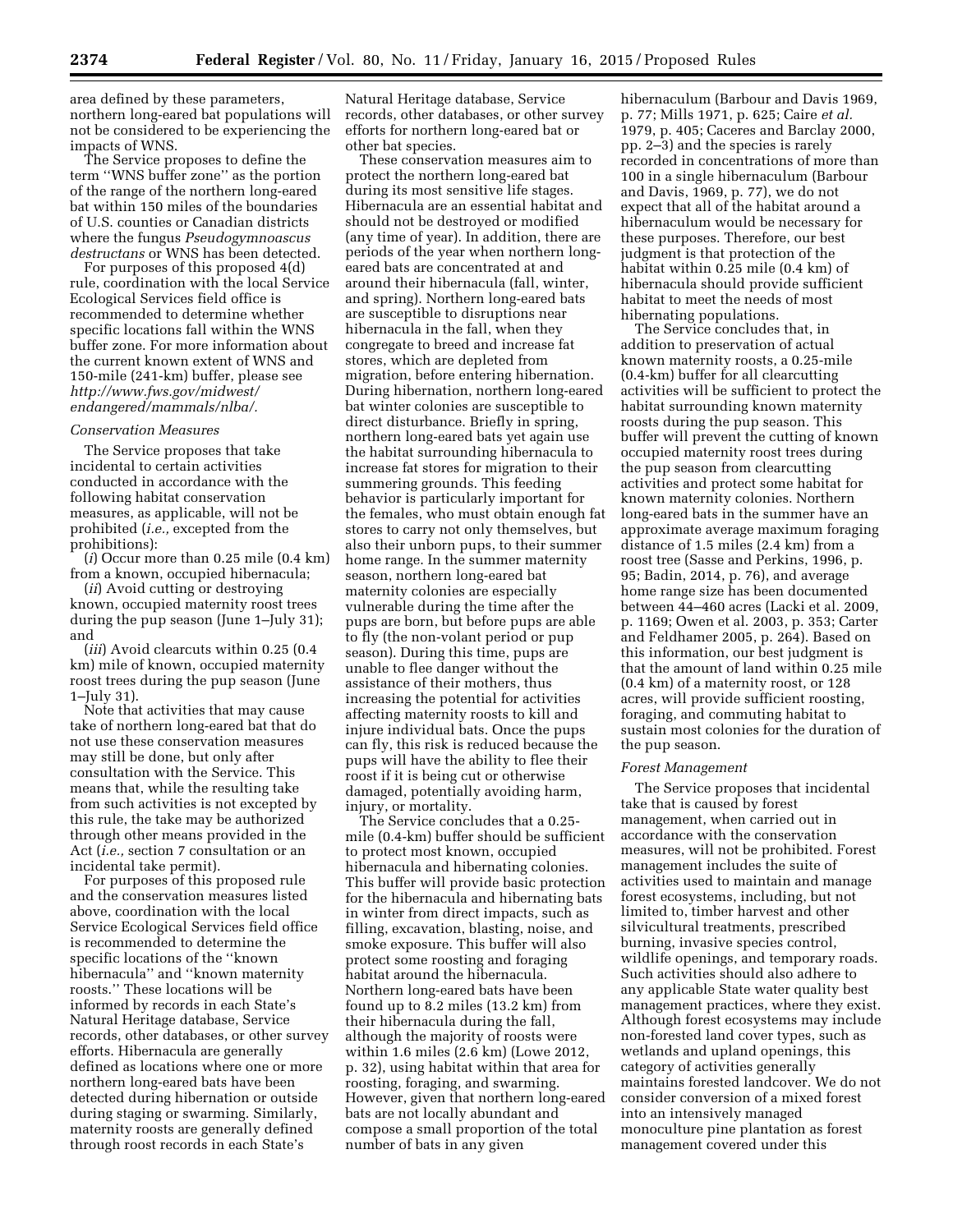area defined by these parameters, northern long-eared bat populations will not be considered to be experiencing the impacts of WNS.

The Service proposes to define the term ''WNS buffer zone'' as the portion of the range of the northern long-eared bat within 150 miles of the boundaries of U.S. counties or Canadian districts where the fungus *Pseudogymnoascus destructans* or WNS has been detected.

For purposes of this proposed 4(d) rule, coordination with the local Service Ecological Services field office is recommended to determine whether specific locations fall within the WNS buffer zone. For more information about the current known extent of WNS and 150-mile (241-km) buffer, please see *http://www.fws.gov/midwest/endangered/mammals/nlba/*.

### *Conservation Measures*

The Service proposes that take incidental to certain activities conducted in accordance with the following habitat conservation measures, as applicable, will not be prohibited (*i.e.,* excepted from the prohibitions):

(*i*) Occur more than 0.25 mile (0.4 km) from a known, occupied hibernacula;

(*ii*) Avoid cutting or destroying known, occupied maternity roost trees during the pup season (June 1–July 31); and

(*iii*) Avoid clearcuts within 0.25 (0.4 km) mile of known, occupied maternity roost trees during the pup season (June 1–July 31).

Note that activities that may cause take of northern long-eared bat that do not use these conservation measures may still be done, but only after consultation with the Service. This means that, while the resulting take from such activities is not excepted by this rule, the take may be authorized through other means provided in the Act (*i.e.,* section 7 consultation or an incidental take permit).

For purposes of this proposed rule and the conservation measures listed above, coordination with the local Service Ecological Services field office is recommended to determine the specific locations of the ''known hibernacula'' and ''known maternity roosts.'' These locations will be informed by records in each State's Natural Heritage database, Service records, other databases, or other survey efforts. Hibernacula are generally defined as locations where one or more northern long-eared bats have been detected during hibernation or outside during staging or swarming. Similarly, maternity roosts are generally defined through roost records in each State's Natural Heritage database, Service records, other databases, or other survey efforts for northern long-eared bat or other bat species.

These conservation measures aim to protect the northern long-eared bat during its most sensitive life stages. Hibernacula are an essential habitat and should not be destroyed or modified (any time of year). In addition, there are periods of the year when northern long-eared bats are concentrated at and around their hibernacula (fall, winter, and spring). Northern long-eared bats are susceptible to disruptions near hibernacula in the fall, when they congregate to breed and increase fat stores, which are depleted from migration, before entering hibernation. During hibernation, northern long-eared bat winter colonies are susceptible to direct disturbance. Briefly in spring, northern long-eared bats yet again use the habitat surrounding hibernacula to increase fat stores for migration to their summering grounds. This feeding behavior is particularly important for the females, who must obtain enough fat stores to carry not only themselves, but also their unborn pups, to their summer home range. In the summer maternity season, northern long-eared bat maternity colonies are especially vulnerable during the time after the pups are born, but before pups are able to fly (the non-volant period or pup season). During this time, pups are unable to flee danger without the assistance of their mothers, thus increasing the potential for activities affecting maternity roosts to kill and injure individual bats. Once the pups can fly, this risk is reduced because the pups will have the ability to flee their roost if it is being cut or otherwise damaged, potentially avoiding harm, injury, or mortality.

The Service concludes that a 0.25-mile (0.4-km) buffer should be sufficient to protect most known, occupied hibernacula and hibernating colonies. This buffer will provide basic protection for the hibernacula and hibernating bats in winter from direct impacts, such as filling, excavation, blasting, noise, and smoke exposure. This buffer will also protect some roosting and foraging habitat around the hibernacula. Northern long-eared bats have been found up to 8.2 miles (13.2 km) from their hibernacula during the fall, although the majority of roosts were within 1.6 miles (2.6 km) (Lowe 2012, p. 32), using habitat within that area for roosting, foraging, and swarming. However, given that northern long-eared bats are not locally abundant and compose a small proportion of the total number of bats in any given hibernaculum (Barbour and Davis 1969, p. 77; Mills 1971, p. 625; Caire *et al.* 1979, p. 405; Caceres and Barclay 2000, pp. 2–3) and the species is rarely recorded in concentrations of more than 100 in a single hibernaculum (Barbour and Davis, 1969, p. 77), we do not expect that all of the habitat around a hibernaculum would be necessary for these purposes. Therefore, our best judgment is that protection of the habitat within 0.25 mile (0.4 km) of hibernacula should provide sufficient habitat to meet the needs of most hibernating populations.

The Service concludes that, in addition to preservation of actual known maternity roosts, a 0.25-mile (0.4-km) buffer for all clearcutting activities will be sufficient to protect the habitat surrounding known maternity roosts during the pup season. This buffer will prevent the cutting of known occupied maternity roost trees during the pup season from clearcutting activities and protect some habitat for known maternity colonies. Northern long-eared bats in the summer have an approximate average maximum foraging distance of 1.5 miles (2.4 km) from a roost tree (Sasse and Perkins, 1996, p. 95; Badin, 2014, p. 76), and average home range size has been documented between 44–460 acres (Lacki et al. 2009, p. 1169; Owen et al. 2003, p. 353; Carter and Feldhamer 2005, p. 264). Based on this information, our best judgment is that the amount of land within 0.25 mile (0.4 km) of a maternity roost, or 128 acres, will provide sufficient roosting, foraging, and commuting habitat to sustain most colonies for the duration of the pup season.

### *Forest Management*

The Service proposes that incidental take that is caused by forest management, when carried out in accordance with the conservation measures, will not be prohibited. Forest management includes the suite of activities used to maintain and manage forest ecosystems, including, but not limited to, timber harvest and other silvicultural treatments, prescribed burning, invasive species control, wildlife openings, and temporary roads. Such activities should also adhere to any applicable State water quality best management practices, where they exist. Although forest ecosystems may include non-forested land cover types, such as wetlands and upland openings, this category of activities generally maintains forested landcover. We do not consider conversion of a mixed forest into an intensively managed monoculture pine plantation as forest management covered under this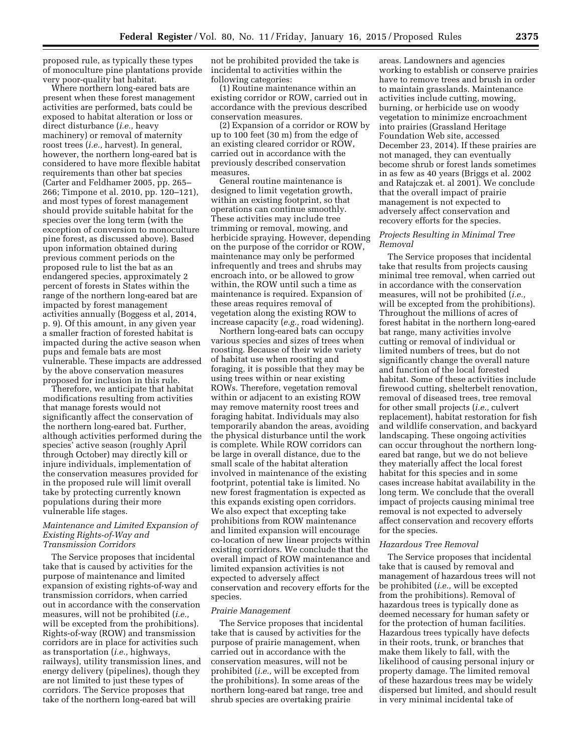proposed rule, as typically these types of monoculture pine plantations provide very poor-quality bat habitat.

Where northern long-eared bats are present when these forest management activities are performed, bats could be exposed to habitat alteration or loss or direct disturbance (*i.e.,* heavy machinery) or removal of maternity roost trees (*i.e.,* harvest). In general, however, the northern long-eared bat is considered to have more flexible habitat requirements than other bat species (Carter and Feldhamer 2005, pp. 265–266; Timpone et al. 2010, pp. 120–121), and most types of forest management should provide suitable habitat for the species over the long term (with the exception of conversion to monoculture pine forest, as discussed above). Based upon information obtained during previous comment periods on the proposed rule to list the bat as an endangered species, approximately 2 percent of forests in States within the range of the northern long-eared bat are impacted by forest management activities annually (Boggess et al, 2014, p. 9). Of this amount, in any given year a smaller fraction of forested habitat is impacted during the active season when pups and female bats are most vulnerable. These impacts are addressed by the above conservation measures proposed for inclusion in this rule.

Therefore, we anticipate that habitat modifications resulting from activities that manage forests would not significantly affect the conservation of the northern long-eared bat. Further, although activities performed during the species' active season (roughly April through October) may directly kill or injure individuals, implementation of the conservation measures provided for in the proposed rule will limit overall take by protecting currently known populations during their more vulnerable life stages.

### *Maintenance and Limited Expansion of Existing Rights-of-Way and Transmission Corridors*

The Service proposes that incidental take that is caused by activities for the purpose of maintenance and limited expansion of existing rights-of-way and transmission corridors, when carried out in accordance with the conservation measures, will not be prohibited (*i.e.,* will be excepted from the prohibitions). Rights-of-way (ROW) and transmission corridors are in place for activities such as transportation (*i.e.,* highways, railways), utility transmission lines, and energy delivery (pipelines), though they are not limited to just these types of corridors. The Service proposes that take of the northern long-eared bat will not be prohibited provided the take is incidental to activities within the following categories:

(1) Routine maintenance within an existing corridor or ROW, carried out in accordance with the previous described conservation measures.

(2) Expansion of a corridor or ROW by up to 100 feet (30 m) from the edge of an existing cleared corridor or ROW, carried out in accordance with the previously described conservation measures.

General routine maintenance is designed to limit vegetation growth, within an existing footprint, so that operations can continue smoothly. These activities may include tree trimming or removal, mowing, and herbicide spraying. However, depending on the purpose of the corridor or ROW, maintenance may only be performed infrequently and trees and shrubs may encroach into, or be allowed to grow within, the ROW until such a time as maintenance is required. Expansion of these areas requires removal of vegetation along the existing ROW to increase capacity (*e.g.,* road widening).

Northern long-eared bats can occupy various species and sizes of trees when roosting. Because of their wide variety of habitat use when roosting and foraging, it is possible that they may be using trees within or near existing ROWs. Therefore, vegetation removal within or adjacent to an existing ROW may remove maternity roost trees and foraging habitat. Individuals may also temporarily abandon the areas, avoiding the physical disturbance until the work is complete. While ROW corridors can be large in overall distance, due to the small scale of the habitat alteration involved in maintenance of the existing footprint, potential take is limited. No new forest fragmentation is expected as this expands existing open corridors. We also expect that excepting take prohibitions from ROW maintenance and limited expansion will encourage co-location of new linear projects within existing corridors. We conclude that the overall impact of ROW maintenance and limited expansion activities is not expected to adversely affect conservation and recovery efforts for the species.

### *Prairie Management*

The Service proposes that incidental take that is caused by activities for the purpose of prairie management, when carried out in accordance with the conservation measures, will not be prohibited (*i.e.,* will be excepted from the prohibitions). In some areas of the northern long-eared bat range, tree and shrub species are overtaking prairie areas. Landowners and agencies working to establish or conserve prairies have to remove trees and brush in order to maintain grasslands. Maintenance activities include cutting, mowing, burning, or herbicide use on woody vegetation to minimize encroachment into prairies (Grassland Heritage Foundation Web site, accessed December 23, 2014). If these prairies are not managed, they can eventually become shrub or forest lands sometimes in as few as 40 years (Briggs et al. 2002 and Ratajczak et. al 2001). We conclude that the overall impact of prairie management is not expected to adversely affect conservation and recovery efforts for the species.

### *Projects Resulting in Minimal Tree Removal*

The Service proposes that incidental take that results from projects causing minimal tree removal, when carried out in accordance with the conservation measures, will not be prohibited (*i.e.,* will be excepted from the prohibitions). Throughout the millions of acres of forest habitat in the northern long-eared bat range, many activities involve cutting or removal of individual or limited numbers of trees, but do not significantly change the overall nature and function of the local forested habitat. Some of these activities include firewood cutting, shelterbelt renovation, removal of diseased trees, tree removal for other small projects (*i.e.,* culvert replacement), habitat restoration for fish and wildlife conservation, and backyard landscaping. These ongoing activities can occur throughout the northern long-eared bat range, but we do not believe they materially affect the local forest habitat for this species and in some cases increase habitat availability in the long term. We conclude that the overall impact of projects causing minimal tree removal is not expected to adversely affect conservation and recovery efforts for the species.

### *Hazardous Tree Removal*

The Service proposes that incidental take that is caused by removal and management of hazardous trees will not be prohibited (*i.e.,* will be excepted from the prohibitions). Removal of hazardous trees is typically done as deemed necessary for human safety or for the protection of human facilities. Hazardous trees typically have defects in their roots, trunk, or branches that make them likely to fall, with the likelihood of causing personal injury or property damage. The limited removal of these hazardous trees may be widely dispersed but limited, and should result in very minimal incidental take of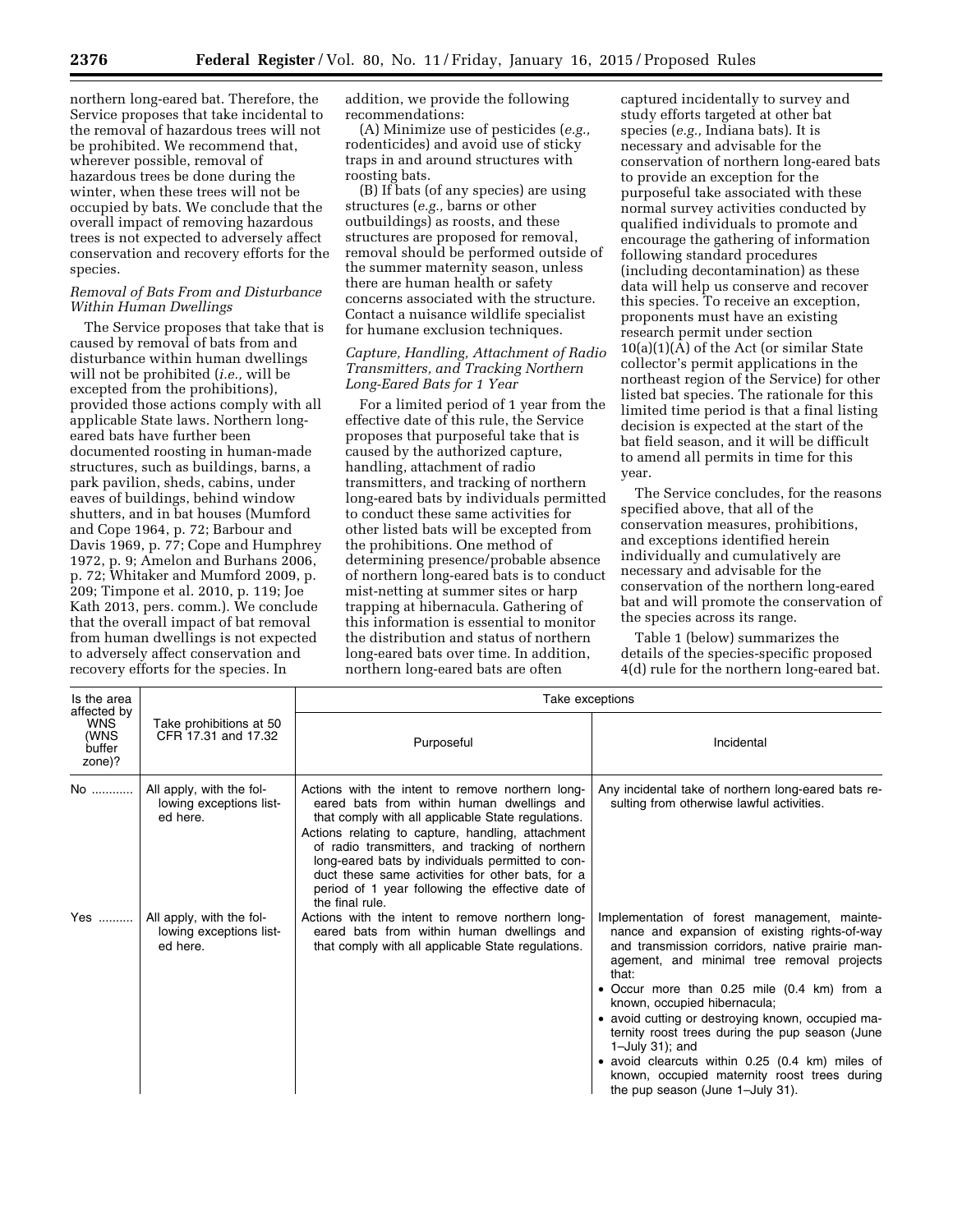northern long-eared bat. Therefore, the Service proposes that take incidental to the removal of hazardous trees will not be prohibited. We recommend that, wherever possible, removal of hazardous trees be done during the winter, when these trees will not be occupied by bats. We conclude that the overall impact of removing hazardous trees is not expected to adversely affect conservation and recovery efforts for the species.

*Removal of Bats From and Disturbance Within Human Dwellings*

The Service proposes that take that is caused by removal of bats from and disturbance within human dwellings will not be prohibited (*i.e.,* will be excepted from the prohibitions), provided those actions comply with all applicable State laws. Northern long-eared bats have further been documented roosting in human-made structures, such as buildings, barns, a park pavilion, sheds, cabins, under eaves of buildings, behind window shutters, and in bat houses (Mumford and Cope 1964, p. 72; Barbour and Davis 1969, p. 77; Cope and Humphrey 1972, p. 9; Amelon and Burhans 2006, p. 72; Whitaker and Mumford 2009, p. 209; Timpone et al. 2010, p. 119; Joe Kath 2013, pers. comm.). We conclude that the overall impact of bat removal from human dwellings is not expected to adversely affect conservation and recovery efforts for the species. In addition, we provide the following recommendations:

(A) Minimize use of pesticides (*e.g.,* rodenticides) and avoid use of sticky traps in and around structures with roosting bats.

(B) If bats (of any species) are using structures (*e.g.,* barns or other outbuildings) as roosts, and these structures are proposed for removal, removal should be performed outside of the summer maternity season, unless there are human health or safety concerns associated with the structure. Contact a nuisance wildlife specialist for humane exclusion techniques.

*Capture, Handling, Attachment of Radio Transmitters, and Tracking Northern Long-Eared Bats for 1 Year*

For a limited period of 1 year from the effective date of this rule, the Service proposes that purposeful take that is caused by the authorized capture, handling, attachment of radio transmitters, and tracking of northern long-eared bats by individuals permitted to conduct these same activities for other listed bats will be excepted from the prohibitions. One method of determining presence/probable absence of northern long-eared bats is to conduct mist-netting at summer sites or harp trapping at hibernacula. Gathering of this information is essential to monitor the distribution and status of northern long-eared bats over time. In addition, northern long-eared bats are often captured incidentally to survey and study efforts targeted at other bat species (*e.g.,* Indiana bats). It is necessary and advisable for the conservation of northern long-eared bats to provide an exception for the purposeful take associated with these normal survey activities conducted by qualified individuals to promote and encourage the gathering of information following standard procedures (including decontamination) as these data will help us conserve and recover this species. To receive an exception, proponents must have an existing research permit under section 10(a)(1)(A) of the Act (or similar State collector's permit applications in the northeast region of the Service) for other listed bat species. The rationale for this limited time period is that a final listing decision is expected at the start of the bat field season, and it will be difficult to amend all permits in time for this year.

The Service concludes, for the reasons specified above, that all of the conservation measures, prohibitions, and exceptions identified herein individually and cumulatively are necessary and advisable for the conservation of the northern long-eared bat and will promote the conservation of the species across its range.

Table 1 (below) summarizes the details of the species-specific proposed 4(d) rule for the northern long-eared bat.

| Is the area affected by WNS (WNS buffer zone)? | Take prohibitions at 50 CFR 17.31 and 17.32 | Take exceptions | |
|---|---|---|---|
| | | Purposeful | Incidental |
| No | All apply, with the following exceptions listed here. | Actions with the intent to remove northern long-eared bats from within human dwellings and that comply with all applicable State regulations.<br>Actions relating to capture, handling, attachment of radio transmitters, and tracking of northern long-eared bats by individuals permitted to conduct these same activities for other bats, for a period of 1 year following the effective date of the final rule. | Any incidental take of northern long-eared bats resulting from otherwise lawful activities. |
| Yes | All apply, with the following exceptions listed here. | Actions with the intent to remove northern long-eared bats from within human dwellings and that comply with all applicable State regulations. | Implementation of forest management, maintenance and expansion of existing rights-of-way and transmission corridors, native prairie management, and minimal tree removal projects that:<br>• Occur more than 0.25 mile (0.4 km) from a known, occupied hibernacula;<br>• avoid cutting or destroying known, occupied maternity roost trees during the pup season (June 1–July 31); and<br>• avoid clearcuts within 0.25 (0.4 km) miles of known, occupied maternity roost trees during the pup season (June 1–July 31). |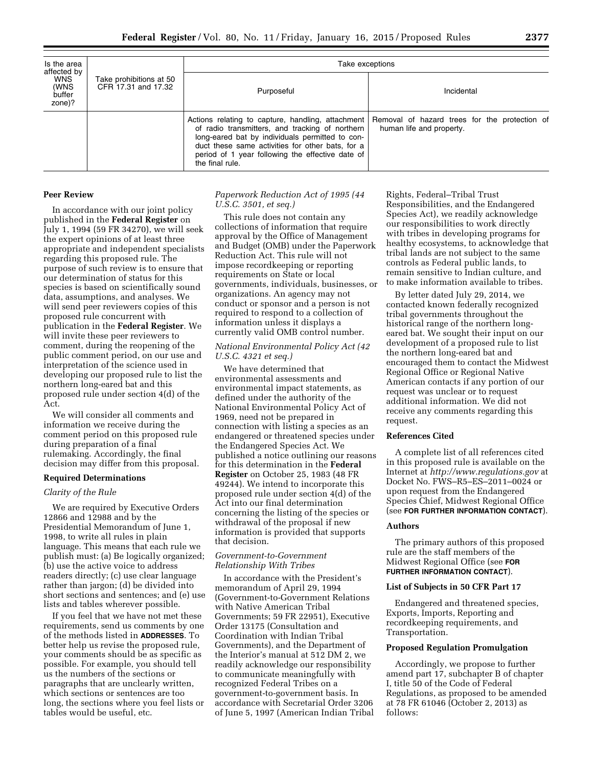| Is the area affected by WNS (WNS buffer zone)? | Take prohibitions at 50 CFR 17.31 and 17.32 | Take exceptions | |
|---|---|---|---|
| | | Purposeful | Incidental |
| | | Actions relating to capture, handling, attachment of radio transmitters, and tracking of northern long-eared bat by individuals permitted to conduct these same activities for other bats, for a period of 1 year following the effective date of the final rule. | Removal of hazard trees for the protection of human life and property. |

**Peer Review**

In accordance with our joint policy published in the **Federal Register** on July 1, 1994 (59 FR 34270), we will seek the expert opinions of at least three appropriate and independent specialists regarding this proposed rule. The purpose of such review is to ensure that our determination of status for this species is based on scientifically sound data, assumptions, and analyses. We will send peer reviewers copies of this proposed rule concurrent with publication in the **Federal Register**. We will invite these peer reviewers to comment, during the reopening of the public comment period, on our use and interpretation of the science used in developing our proposed rule to list the northern long-eared bat and this proposed rule under section 4(d) of the Act.

We will consider all comments and information we receive during the comment period on this proposed rule during preparation of a final rulemaking. Accordingly, the final decision may differ from this proposal.

**Required Determinations**

*Clarity of the Rule*

We are required by Executive Orders 12866 and 12988 and by the Presidential Memorandum of June 1, 1998, to write all rules in plain language. This means that each rule we publish must: (a) Be logically organized; (b) use the active voice to address readers directly; (c) use clear language rather than jargon; (d) be divided into short sections and sentences; and (e) use lists and tables wherever possible.

If you feel that we have not met these requirements, send us comments by one of the methods listed in **ADDRESSES**. To better help us revise the proposed rule, your comments should be as specific as possible. For example, you should tell us the numbers of the sections or paragraphs that are unclearly written, which sections or sentences are too long, the sections where you feel lists or tables would be useful, etc.

*Paperwork Reduction Act of 1995 (44 U.S.C. 3501, et seq.)*

This rule does not contain any collections of information that require approval by the Office of Management and Budget (OMB) under the Paperwork Reduction Act. This rule will not impose recordkeeping or reporting requirements on State or local governments, individuals, businesses, or organizations. An agency may not conduct or sponsor and a person is not required to respond to a collection of information unless it displays a currently valid OMB control number.

*National Environmental Policy Act (42 U.S.C. 4321 et seq.)*

We have determined that environmental assessments and environmental impact statements, as defined under the authority of the National Environmental Policy Act of 1969, need not be prepared in connection with listing a species as an endangered or threatened species under the Endangered Species Act. We published a notice outlining our reasons for this determination in the **Federal Register** on October 25, 1983 (48 FR 49244). We intend to incorporate this proposed rule under section 4(d) of the Act into our final determination concerning the listing of the species or withdrawal of the proposal if new information is provided that supports that decision.

*Government-to-Government Relationship With Tribes*

In accordance with the President's memorandum of April 29, 1994 (Government-to-Government Relations with Native American Tribal Governments; 59 FR 22951), Executive Order 13175 (Consultation and Coordination with Indian Tribal Governments), and the Department of the Interior's manual at 512 DM 2, we readily acknowledge our responsibility to communicate meaningfully with recognized Federal Tribes on a government-to-government basis. In accordance with Secretarial Order 3206 of June 5, 1997 (American Indian Tribal Rights, Federal–Tribal Trust Responsibilities, and the Endangered Species Act), we readily acknowledge our responsibilities to work directly with tribes in developing programs for healthy ecosystems, to acknowledge that tribal lands are not subject to the same controls as Federal public lands, to remain sensitive to Indian culture, and to make information available to tribes.

By letter dated July 29, 2014, we contacted known federally recognized tribal governments throughout the historical range of the northern long-eared bat. We sought their input on our development of a proposed rule to list the northern long-eared bat and encouraged them to contact the Midwest Regional Office or Regional Native American contacts if any portion of our request was unclear or to request additional information. We did not receive any comments regarding this request.

**References Cited**

A complete list of all references cited in this proposed rule is available on the Internet at *http://www.regulations.gov* at Docket No. FWS–R5–ES–2011–0024 or upon request from the Endangered Species Chief, Midwest Regional Office (see **FOR FURTHER INFORMATION CONTACT**).

**Authors**

The primary authors of this proposed rule are the staff members of the Midwest Regional Office (see **FOR FURTHER INFORMATION CONTACT**).

**List of Subjects in 50 CFR Part 17**

Endangered and threatened species, Exports, Imports, Reporting and recordkeeping requirements, and Transportation.

**Proposed Regulation Promulgation**

Accordingly, we propose to further amend part 17, subchapter B of chapter I, title 50 of the Code of Federal Regulations, as proposed to be amended at 78 FR 61046 (October 2, 2013) as follows: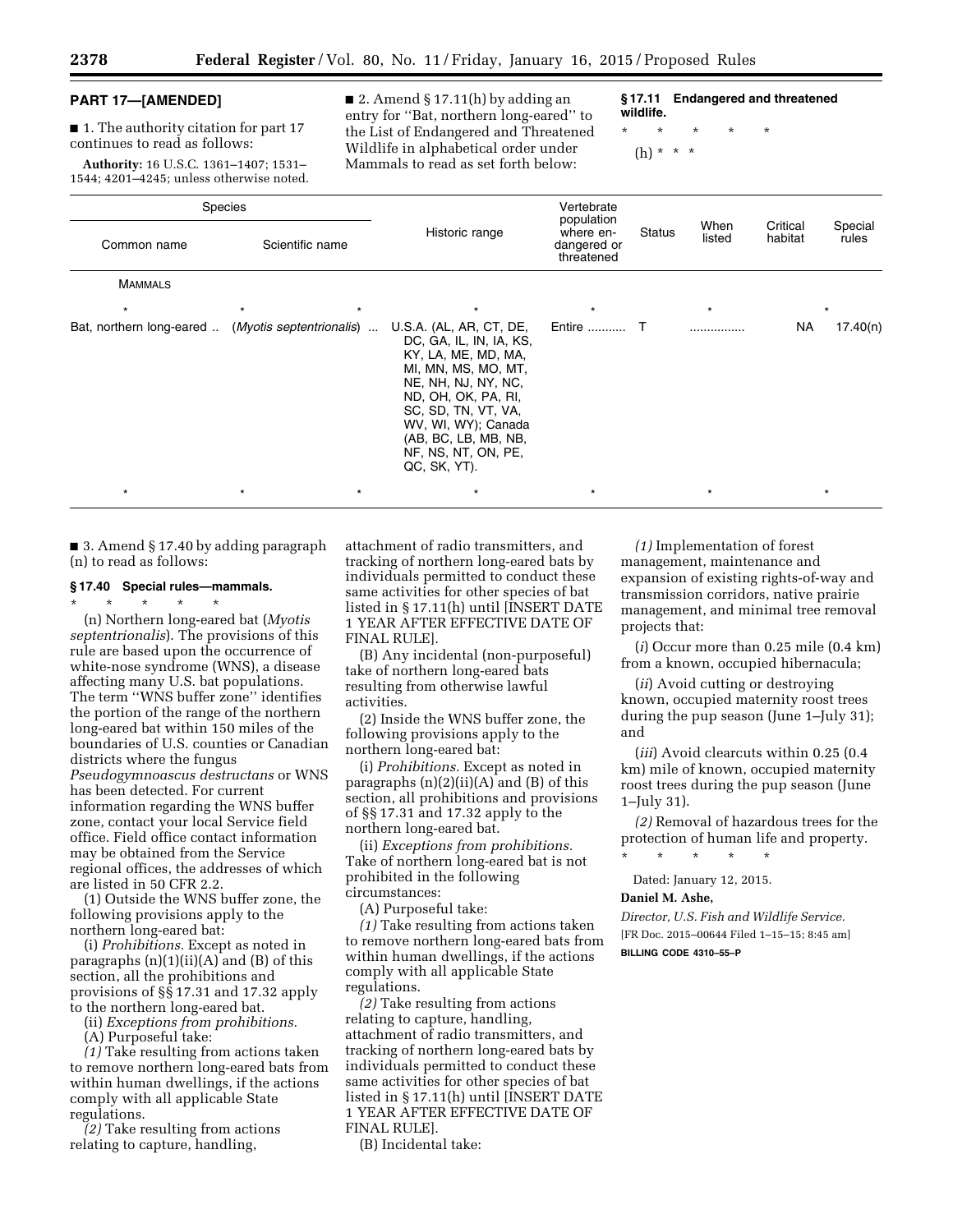## PART 17—[AMENDED]

■ 1. The authority citation for part 17 continues to read as follows:

**Authority:** 16 U.S.C. 1361–1407; 1531–1544; 4201–4245; unless otherwise noted.

■ 2. Amend § 17.11(h) by adding an entry for "Bat, northern long-eared" to the List of Endangered and Threatened Wildlife in alphabetical order under Mammals to read as set forth below:

### § 17.11 Endangered and threatened wildlife.

\* \* \* \* \*

(h) \* \* \*

| Species | | Historic range | Vertebrate population where endangered or threatened | Status | When listed | Critical habitat | Special rules |
|---|---|---|---|---|---|---|---|
| Common name | Scientific name | | | | | | |
| MAMMALS | | | | | | | |
| \* | \* | \* | \* | \* | \* | \* | \* |
| Bat, northern long-eared .. | (*Myotis septentrionalis*) ... | U.S.A. (AL, AR, CT, DE, DC, GA, IL, IN, IA, KS, KY, LA, ME, MD, MA, MI, MN, MS, MO, MT, NE, NH, NJ, NY, NC, ND, OH, OK, PA, RI, SC, SD, TN, VT, VA, WV, WI, WY); Canada (AB, BC, LB, MB, NB, NF, NS, NT, ON, PE, QC, SK, YT). | Entire ........... | T | ............... | NA | 17.40(n) |
| \* | \* | \* | \* | \* | \* | \* | \* |

■ 3. Amend § 17.40 by adding paragraph (n) to read as follows:

### § 17.40 Special rules—mammals.

\* \* \* \* \*

(n) Northern long-eared bat (*Myotis septentrionalis*). The provisions of this rule are based upon the occurrence of white-nose syndrome (WNS), a disease affecting many U.S. bat populations. The term "WNS buffer zone" identifies the portion of the range of the northern long-eared bat within 150 miles of the boundaries of U.S. counties or Canadian districts where the fungus *Pseudogymnoascus destructans* or WNS has been detected. For current information regarding the WNS buffer zone, contact your local Service field office. Field office contact information may be obtained from the Service regional offices, the addresses of which are listed in 50 CFR 2.2.

(1) Outside the WNS buffer zone, the following provisions apply to the northern long-eared bat:

(i) *Prohibitions.* Except as noted in paragraphs (n)(1)(ii)(A) and (B) of this section, all the prohibitions and provisions of §§ 17.31 and 17.32 apply to the northern long-eared bat.

(ii) *Exceptions from prohibitions.*

(A) Purposeful take:

*(1)* Take resulting from actions taken to remove northern long-eared bats from within human dwellings, if the actions comply with all applicable State regulations.

*(2)* Take resulting from actions relating to capture, handling, attachment of radio transmitters, and tracking of northern long-eared bats by individuals permitted to conduct these same activities for other species of bat listed in § 17.11(h) until [INSERT DATE 1 YEAR AFTER EFFECTIVE DATE OF FINAL RULE].

(B) Any incidental (non-purposeful) take of northern long-eared bats resulting from otherwise lawful activities.

(2) Inside the WNS buffer zone, the following provisions apply to the northern long-eared bat:

(i) *Prohibitions.* Except as noted in paragraphs (n)(2)(ii)(A) and (B) of this section, all prohibitions and provisions of §§ 17.31 and 17.32 apply to the northern long-eared bat.

(ii) *Exceptions from prohibitions.* Take of northern long-eared bat is not prohibited in the following circumstances:

(A) Purposeful take:

*(1)* Take resulting from actions taken to remove northern long-eared bats from within human dwellings, if the actions comply with all applicable State regulations.

*(2)* Take resulting from actions relating to capture, handling, attachment of radio transmitters, and tracking of northern long-eared bats by individuals permitted to conduct these same activities for other species of bat listed in § 17.11(h) until [INSERT DATE 1 YEAR AFTER EFFECTIVE DATE OF FINAL RULE].

(B) Incidental take:

*(1)* Implementation of forest management, maintenance and expansion of existing rights-of-way and transmission corridors, native prairie management, and minimal tree removal projects that:

(*i*) Occur more than 0.25 mile (0.4 km) from a known, occupied hibernacula;

(*ii*) Avoid cutting or destroying known, occupied maternity roost trees during the pup season (June 1–July 31); and

(*iii*) Avoid clearcuts within 0.25 (0.4 km) mile of known, occupied maternity roost trees during the pup season (June 1–July 31).

*(2)* Removal of hazardous trees for the protection of human life and property.

\* \* \* \* \*

Dated: January 12, 2015.

**Daniel M. Ashe,**

*Director, U.S. Fish and Wildlife Service.*

[FR Doc. 2015–00644 Filed 1–15–15; 8:45 am]

**BILLING CODE 4310–55–P**